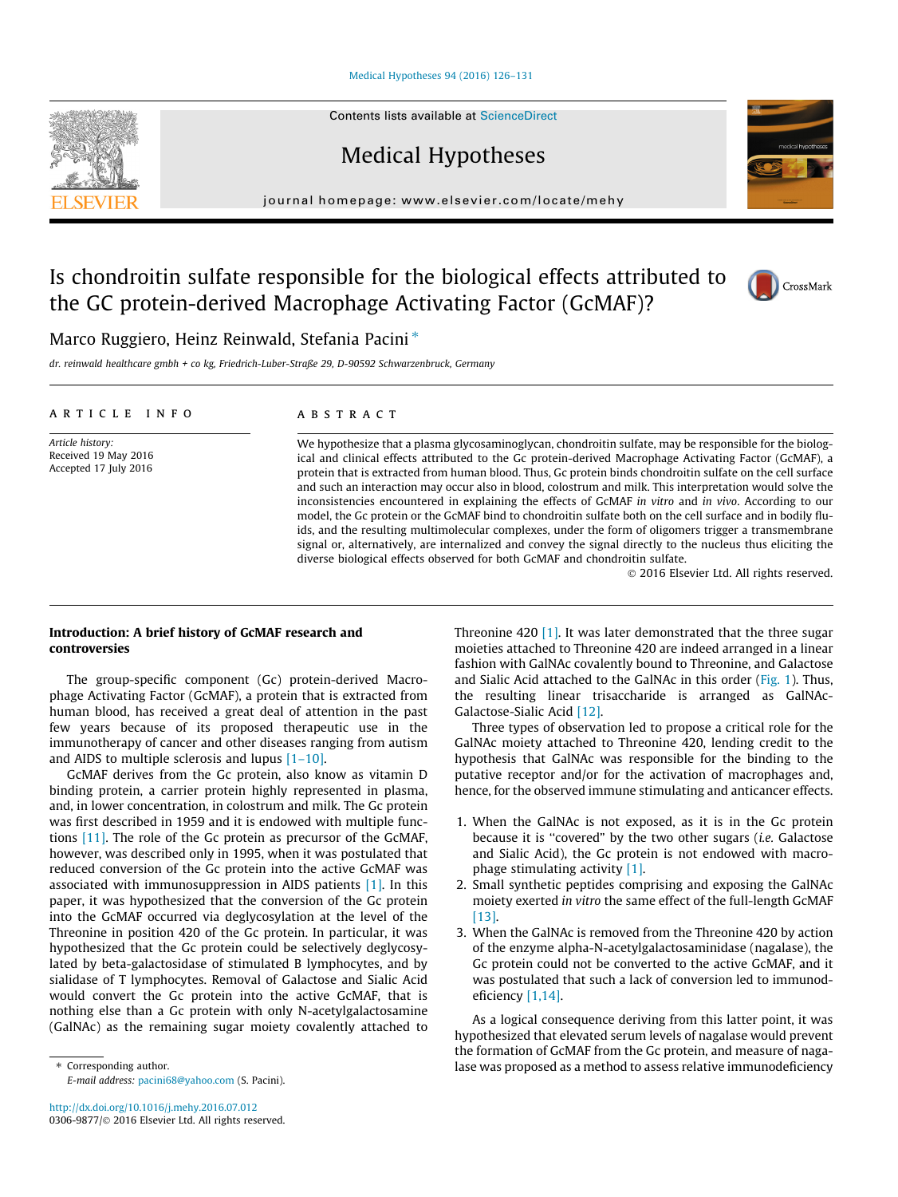# Is chondroitin sulfate responsible for the biological effects attributed to the GC protein-derived Macrophage Activating Factor (GcMAF)?

Marco Ruggiero, Heinz Reinwald, Stefania Pacini *

*dr. reinwald healthcare gmbh + co kg, Friedrich-Luber-Straße 29, D-90592 Schwarzenbruck, Germany*

**ARTICLE INFO**

*Article history:*
Received 19 May 2016
Accepted 17 July 2016

**ABSTRACT**

We hypothesize that a plasma glycosaminoglycan, chondroitin sulfate, may be responsible for the biological and clinical effects attributed to the Gc protein-derived Macrophage Activating Factor (GcMAF), a protein that is extracted from human blood. Thus, Gc protein binds chondroitin sulfate on the cell surface and such an interaction may occur also in blood, colostrum and milk. This interpretation would solve the inconsistencies encountered in explaining the effects of GcMAF *in vitro* and *in vivo*. According to our model, the Gc protein or the GcMAF bind to chondroitin sulfate both on the cell surface and in bodily fluids, and the resulting multimolecular complexes, under the form of oligomers trigger a transmembrane signal or, alternatively, are internalized and convey the signal directly to the nucleus thus eliciting the diverse biological effects observed for both GcMAF and chondroitin sulfate.

© 2016 Elsevier Ltd. All rights reserved.

## Introduction: A brief history of GcMAF research and controversies

The group-specific component (Gc) protein-derived Macrophage Activating Factor (GcMAF), a protein that is extracted from human blood, has received a great deal of attention in the past few years because of its proposed therapeutic use in the immunotherapy of cancer and other diseases ranging from autism and AIDS to multiple sclerosis and lupus [1–10].

GcMAF derives from the Gc protein, also know as vitamin D binding protein, a carrier protein highly represented in plasma, and, in lower concentration, in colostrum and milk. The Gc protein was first described in 1959 and it is endowed with multiple functions [11]. The role of the Gc protein as precursor of the GcMAF, however, was described only in 1995, when it was postulated that reduced conversion of the Gc protein into the active GcMAF was associated with immunosuppression in AIDS patients [1]. In this paper, it was hypothesized that the conversion of the Gc protein into the GcMAF occurred via deglycosylation at the level of the Threonine in position 420 of the Gc protein. In particular, it was hypothesized that the Gc protein could be selectively deglycosylated by beta-galactosidase of stimulated B lymphocytes, and by sialidase of T lymphocytes. Removal of Galactose and Sialic Acid would convert the Gc protein into the active GcMAF, that is nothing else than a Gc protein with only N-acetylgalactosamine (GalNAc) as the remaining sugar moiety covalently attached to Threonine 420 [1]. It was later demonstrated that the three sugar moieties attached to Threonine 420 are indeed arranged in a linear fashion with GalNAc covalently bound to Threonine, and Galactose and Sialic Acid attached to the GalNAc in this order (Fig. 1). Thus, the resulting linear trisaccharide is arranged as GalNAc-Galactose-Sialic Acid [12].

Three types of observation led to propose a critical role for the GalNAc moiety attached to Threonine 420, lending credit to the hypothesis that GalNAc was responsible for the binding to the putative receptor and/or for the activation of macrophages and, hence, for the observed immune stimulating and anticancer effects.

1. When the GalNAc is not exposed, as it is in the Gc protein because it is "covered" by the two other sugars (*i.e.* Galactose and Sialic Acid), the Gc protein is not endowed with macrophage stimulating activity [1].
2. Small synthetic peptides comprising and exposing the GalNAc moiety exerted *in vitro* the same effect of the full-length GcMAF [13].
3. When the GalNAc is removed from the Threonine 420 by action of the enzyme alpha-N-acetylgalactosaminidase (nagalase), the Gc protein could not be converted to the active GcMAF, and it was postulated that such a lack of conversion led to immunodeficiency [1,14].

As a logical consequence deriving from this latter point, it was hypothesized that elevated serum levels of nagalase would prevent the formation of GcMAF from the Gc protein, and measure of nagalase was proposed as a method to assess relative immunodeficiency

* Corresponding author.
*E-mail address:* pacini68@yahoo.com (S. Pacini).

http://dx.doi.org/10.1016/j.mehy.2016.07.012
0306-9877/© 2016 Elsevier Ltd. All rights reserved.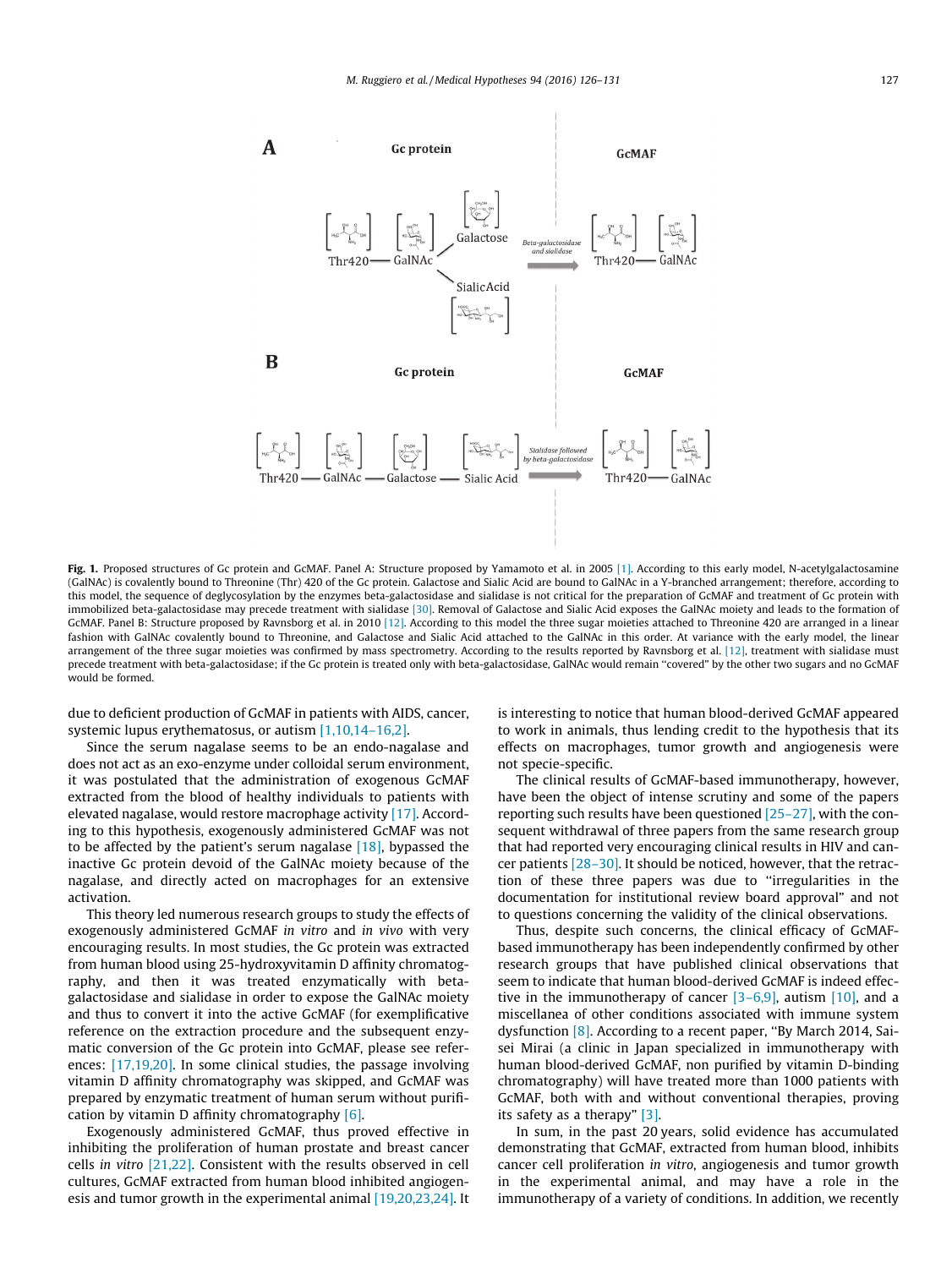Fig. 1. Proposed structures of Gc protein and GcMAF. Panel A: Structure proposed by Yamamoto et al. in 2005 [1]. According to this early model, N-acetylgalactosamine (GalNAc) is covalently bound to Threonine (Thr) 420 of the Gc protein. Galactose and Sialic Acid are bound to GalNAc in a Y-branched arrangement; therefore, according to this model, the sequence of deglycosylation by the enzymes beta-galactosidase and sialidase is not critical for the preparation of GcMAF and treatment of Gc protein with immobilized beta-galactosidase may precede treatment with sialidase [30]. Removal of Galactose and Sialic Acid exposes the GalNAc moiety and leads to the formation of GcMAF. Panel B: Structure proposed by Ravnsborg et al. in 2010 [12]. According to this model the three sugar moieties attached to Threonine 420 are arranged in a linear fashion with GalNAc covalently bound to Threonine, and Galactose and Sialic Acid attached to the GalNAc in this order. At variance with the early model, the linear arrangement of the three sugar moieties was confirmed by mass spectrometry. According to the results reported by Ravnsborg et al. [12], treatment with sialidase must precede treatment with beta-galactosidase; if the Gc protein is treated only with beta-galactosidase, GalNAc would remain "covered" by the other two sugars and no GcMAF would be formed.

due to deficient production of GcMAF in patients with AIDS, cancer, systemic lupus erythematosus, or autism [1,10,14–16,2].

Since the serum nagalase seems to be an endo-nagalase and does not act as an exo-enzyme under colloidal serum environment, it was postulated that the administration of exogenous GcMAF extracted from the blood of healthy individuals to patients with elevated nagalase, would restore macrophage activity [17]. According to this hypothesis, exogenously administered GcMAF was not to be affected by the patient's serum nagalase [18], bypassed the inactive Gc protein devoid of the GalNAc moiety because of the nagalase, and directly acted on macrophages for an extensive activation.

This theory led numerous research groups to study the effects of exogenously administered GcMAF *in vitro* and *in vivo* with very encouraging results. In most studies, the Gc protein was extracted from human blood using 25-hydroxyvitamin D affinity chromatography, and then it was treated enzymatically with beta-galactosidase and sialidase in order to expose the GalNAc moiety and thus to convert it into the active GcMAF (for exemplificative reference on the extraction procedure and the subsequent enzymatic conversion of the Gc protein into GcMAF, please see references: [17,19,20]. In some clinical studies, the passage involving vitamin D affinity chromatography was skipped, and GcMAF was prepared by enzymatic treatment of human serum without purification by vitamin D affinity chromatography [6].

Exogenously administered GcMAF, thus proved effective in inhibiting the proliferation of human prostate and breast cancer cells *in vitro* [21,22]. Consistent with the results observed in cell cultures, GcMAF extracted from human blood inhibited angiogenesis and tumor growth in the experimental animal [19,20,23,24]. It is interesting to notice that human blood-derived GcMAF appeared to work in animals, thus lending credit to the hypothesis that its effects on macrophages, tumor growth and angiogenesis were not specie-specific.

The clinical results of GcMAF-based immunotherapy, however, have been the object of intense scrutiny and some of the papers reporting such results have been questioned [25–27], with the consequent withdrawal of three papers from the same research group that had reported very encouraging clinical results in HIV and cancer patients [28–30]. It should be noticed, however, that the retraction of these three papers was due to "irregularities in the documentation for institutional review board approval" and not to questions concerning the validity of the clinical observations.

Thus, despite such concerns, the clinical efficacy of GcMAF-based immunotherapy has been independently confirmed by other research groups that have published clinical observations that seem to indicate that human blood-derived GcMAF is indeed effective in the immunotherapy of cancer [3–6,9], autism [10], and a miscellanea of other conditions associated with immune system dysfunction [8]. According to a recent paper, "By March 2014, Saisei Mirai (a clinic in Japan specialized in immunotherapy with human blood-derived GcMAF, non purified by vitamin D-binding chromatography) will have treated more than 1000 patients with GcMAF, both with and without conventional therapies, proving its safety as a therapy" [3].

In sum, in the past 20 years, solid evidence has accumulated demonstrating that GcMAF, extracted from human blood, inhibits cancer cell proliferation *in vitro*, angiogenesis and tumor growth in the experimental animal, and may have a role in the immunotherapy of a variety of conditions. In addition, we recently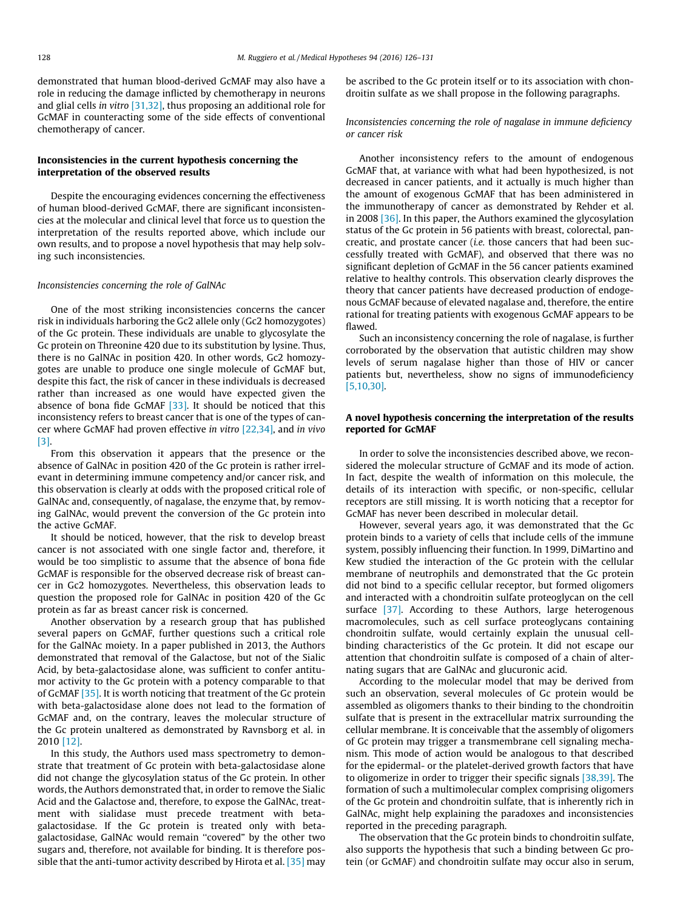demonstrated that human blood-derived GcMAF may also have a role in reducing the damage inflicted by chemotherapy in neurons and glial cells *in vitro* [31,32], thus proposing an additional role for GcMAF in counteracting some of the side effects of conventional chemotherapy of cancer.

## Inconsistencies in the current hypothesis concerning the interpretation of the observed results

Despite the encouraging evidences concerning the effectiveness of human blood-derived GcMAF, there are significant inconsistencies at the molecular and clinical level that force us to question the interpretation of the results reported above, which include our own results, and to propose a novel hypothesis that may help solving such inconsistencies.

### *Inconsistencies concerning the role of GalNAc*

One of the most striking inconsistencies concerns the cancer risk in individuals harboring the Gc2 allele only (Gc2 homozygotes) of the Gc protein. These individuals are unable to glycosylate the Gc protein on Threonine 420 due to its substitution by lysine. Thus, there is no GalNAc in position 420. In other words, Gc2 homozygotes are unable to produce one single molecule of GcMAF but, despite this fact, the risk of cancer in these individuals is decreased rather than increased as one would have expected given the absence of bona fide GcMAF [33]. It should be noticed that this inconsistency refers to breast cancer that is one of the types of cancer where GcMAF had proven effective *in vitro* [22,34], and *in vivo* [3].

From this observation it appears that the presence or the absence of GalNAc in position 420 of the Gc protein is rather irrelevant in determining immune competency and/or cancer risk, and this observation is clearly at odds with the proposed critical role of GalNAc and, consequently, of nagalase, the enzyme that, by removing GalNAc, would prevent the conversion of the Gc protein into the active GcMAF.

It should be noticed, however, that the risk to develop breast cancer is not associated with one single factor and, therefore, it would be too simplistic to assume that the absence of bona fide GcMAF is responsible for the observed decrease risk of breast cancer in Gc2 homozygotes. Nevertheless, this observation leads to question the proposed role for GalNAc in position 420 of the Gc protein as far as breast cancer risk is concerned.

Another observation by a research group that has published several papers on GcMAF, further questions such a critical role for the GalNAc moiety. In a paper published in 2013, the Authors demonstrated that removal of the Galactose, but not of the Sialic Acid, by beta-galactosidase alone, was sufficient to confer antitumor activity to the Gc protein with a potency comparable to that of GcMAF [35]. It is worth noticing that treatment of the Gc protein with beta-galactosidase alone does not lead to the formation of GcMAF and, on the contrary, leaves the molecular structure of the Gc protein unaltered as demonstrated by Ravnsborg et al. in 2010 [12].

In this study, the Authors used mass spectrometry to demonstrate that treatment of Gc protein with beta-galactosidase alone did not change the glycosylation status of the Gc protein. In other words, the Authors demonstrated that, in order to remove the Sialic Acid and the Galactose and, therefore, to expose the GalNAc, treatment with sialidase must precede treatment with beta-galactosidase. If the Gc protein is treated only with beta-galactosidase, GalNAc would remain "covered" by the other two sugars and, therefore, not available for binding. It is therefore possible that the anti-tumor activity described by Hirota et al. [35] may be ascribed to the Gc protein itself or to its association with chondroitin sulfate as we shall propose in the following paragraphs.

### *Inconsistencies concerning the role of nagalase in immune deficiency or cancer risk*

Another inconsistency refers to the amount of endogenous GcMAF that, at variance with what had been hypothesized, is not decreased in cancer patients, and it actually is much higher than the amount of exogenous GcMAF that has been administered in the immunotherapy of cancer as demonstrated by Rehder et al. in 2008 [36]. In this paper, the Authors examined the glycosylation status of the Gc protein in 56 patients with breast, colorectal, pancreatic, and prostate cancer (*i.e.* those cancers that had been successfully treated with GcMAF), and observed that there was no significant depletion of GcMAF in the 56 cancer patients examined relative to healthy controls. This observation clearly disproves the theory that cancer patients have decreased production of endogenous GcMAF because of elevated nagalase and, therefore, the entire rational for treating patients with exogenous GcMAF appears to be flawed.

Such an inconsistency concerning the role of nagalase, is further corroborated by the observation that autistic children may show levels of serum nagalase higher than those of HIV or cancer patients but, nevertheless, show no signs of immunodeficiency [5,10,30].

## A novel hypothesis concerning the interpretation of the results reported for GcMAF

In order to solve the inconsistencies described above, we reconsidered the molecular structure of GcMAF and its mode of action. In fact, despite the wealth of information on this molecule, the details of its interaction with specific, or non-specific, cellular receptors are still missing. It is worth noticing that a receptor for GcMAF has never been described in molecular detail.

However, several years ago, it was demonstrated that the Gc protein binds to a variety of cells that include cells of the immune system, possibly influencing their function. In 1999, DiMartino and Kew studied the interaction of the Gc protein with the cellular membrane of neutrophils and demonstrated that the Gc protein did not bind to a specific cellular receptor, but formed oligomers and interacted with a chondroitin sulfate proteoglycan on the cell surface [37]. According to these Authors, large heterogenous macromolecules, such as cell surface proteoglycans containing chondroitin sulfate, would certainly explain the unusual cell-binding characteristics of the Gc protein. It did not escape our attention that chondroitin sulfate is composed of a chain of alternating sugars that are GalNAc and glucuronic acid.

According to the molecular model that may be derived from such an observation, several molecules of Gc protein would be assembled as oligomers thanks to their binding to the chondroitin sulfate that is present in the extracellular matrix surrounding the cellular membrane. It is conceivable that the assembly of oligomers of Gc protein may trigger a transmembrane cell signaling mechanism. This mode of action would be analogous to that described for the epidermal- or the platelet-derived growth factors that have to oligomerize in order to trigger their specific signals [38,39]. The formation of such a multimolecular complex comprising oligomers of the Gc protein and chondroitin sulfate, that is inherently rich in GalNAc, might help explaining the paradoxes and inconsistencies reported in the preceding paragraph.

The observation that the Gc protein binds to chondroitin sulfate, also supports the hypothesis that such a binding between Gc protein (or GcMAF) and chondroitin sulfate may occur also in serum,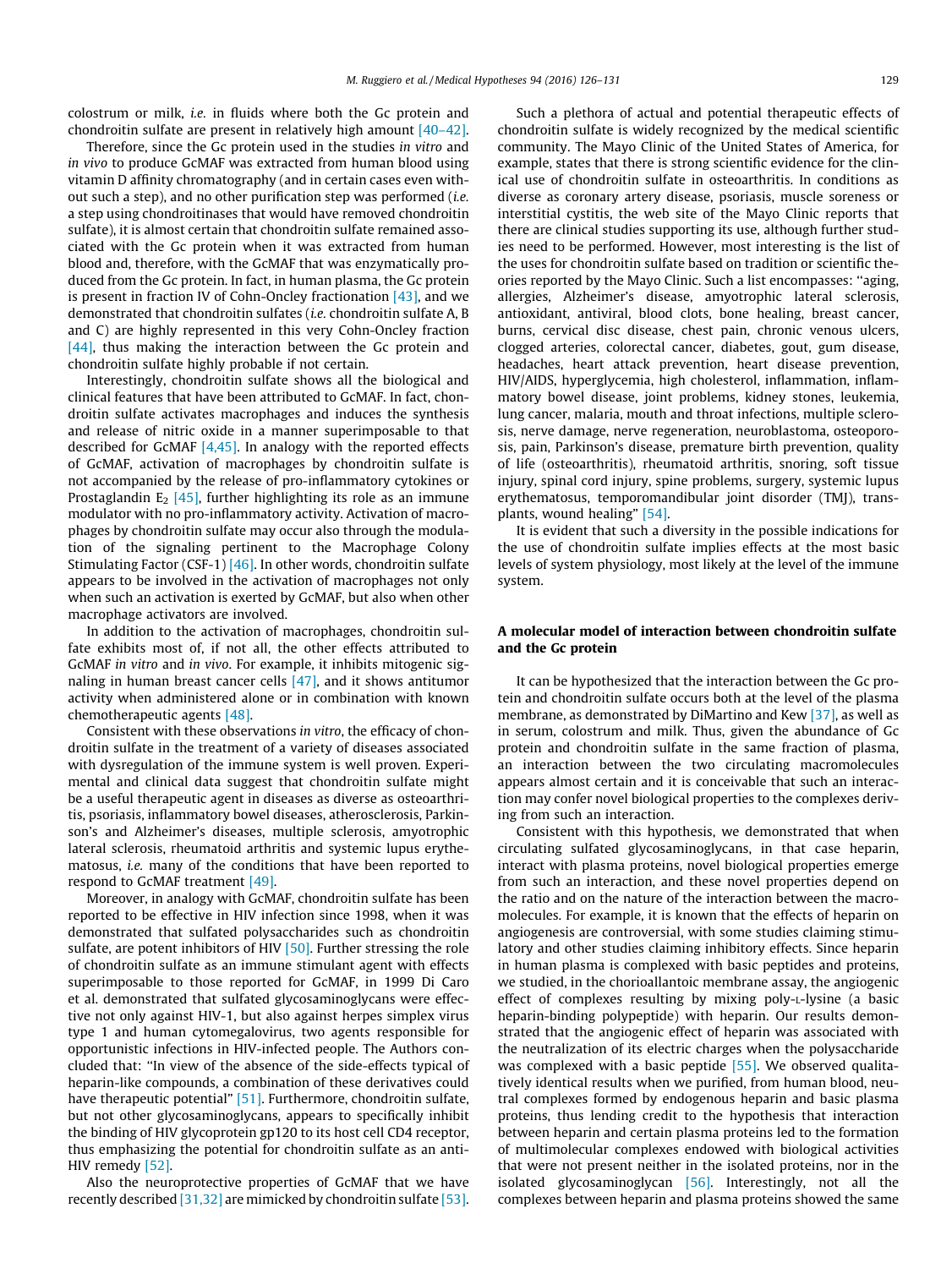colostrum or milk, *i.e.* in fluids where both the Gc protein and chondroitin sulfate are present in relatively high amount [40–42].

Therefore, since the Gc protein used in the studies *in vitro* and *in vivo* to produce GcMAF was extracted from human blood using vitamin D affinity chromatography (and in certain cases even without such a step), and no other purification step was performed (*i.e.* a step using chondroitinases that would have removed chondroitin sulfate), it is almost certain that chondroitin sulfate remained associated with the Gc protein when it was extracted from human blood and, therefore, with the GcMAF that was enzymatically produced from the Gc protein. In fact, in human plasma, the Gc protein is present in fraction IV of Cohn-Oncley fractionation [43], and we demonstrated that chondroitin sulfates (*i.e.* chondroitin sulfate A, B and C) are highly represented in this very Cohn-Oncley fraction [44], thus making the interaction between the Gc protein and chondroitin sulfate highly probable if not certain.

Interestingly, chondroitin sulfate shows all the biological and clinical features that have been attributed to GcMAF. In fact, chondroitin sulfate activates macrophages and induces the synthesis and release of nitric oxide in a manner superimposable to that described for GcMAF [4,45]. In analogy with the reported effects of GcMAF, activation of macrophages by chondroitin sulfate is not accompanied by the release of pro-inflammatory cytokines or Prostaglandin $E_2$ [45], further highlighting its role as an immune modulator with no pro-inflammatory activity. Activation of macrophages by chondroitin sulfate may occur also through the modulation of the signaling pertinent to the Macrophage Colony Stimulating Factor (CSF-1) [46]. In other words, chondroitin sulfate appears to be involved in the activation of macrophages not only when such an activation is exerted by GcMAF, but also when other macrophage activators are involved.

In addition to the activation of macrophages, chondroitin sulfate exhibits most of, if not all, the other effects attributed to GcMAF *in vitro* and *in vivo*. For example, it inhibits mitogenic signaling in human breast cancer cells [47], and it shows antitumor activity when administered alone or in combination with known chemotherapeutic agents [48].

Consistent with these observations *in vitro*, the efficacy of chondroitin sulfate in the treatment of a variety of diseases associated with dysregulation of the immune system is well proven. Experimental and clinical data suggest that chondroitin sulfate might be a useful therapeutic agent in diseases as diverse as osteoarthritis, psoriasis, inflammatory bowel diseases, atherosclerosis, Parkinson's and Alzheimer's diseases, multiple sclerosis, amyotrophic lateral sclerosis, rheumatoid arthritis and systemic lupus erythematosus, *i.e.* many of the conditions that have been reported to respond to GcMAF treatment [49].

Moreover, in analogy with GcMAF, chondroitin sulfate has been reported to be effective in HIV infection since 1998, when it was demonstrated that sulfated polysaccharides such as chondroitin sulfate, are potent inhibitors of HIV [50]. Further stressing the role of chondroitin sulfate as an immune stimulant agent with effects superimposable to those reported for GcMAF, in 1999 Di Caro et al. demonstrated that sulfated glycosaminoglycans were effective not only against HIV-1, but also against herpes simplex virus type 1 and human cytomegalovirus, two agents responsible for opportunistic infections in HIV-infected people. The Authors concluded that: "In view of the absence of the side-effects typical of heparin-like compounds, a combination of these derivatives could have therapeutic potential" [51]. Furthermore, chondroitin sulfate, but not other glycosaminoglycans, appears to specifically inhibit the binding of HIV glycoprotein gp120 to its host cell CD4 receptor, thus emphasizing the potential for chondroitin sulfate as an anti-HIV remedy [52].

Also the neuroprotective properties of GcMAF that we have recently described [31,32] are mimicked by chondroitin sulfate [53].

Such a plethora of actual and potential therapeutic effects of chondroitin sulfate is widely recognized by the medical scientific community. The Mayo Clinic of the United States of America, for example, states that there is strong scientific evidence for the clinical use of chondroitin sulfate in osteoarthritis. In conditions as diverse as coronary artery disease, psoriasis, muscle soreness or interstitial cystitis, the web site of the Mayo Clinic reports that there are clinical studies supporting its use, although further studies need to be performed. However, most interesting is the list of the uses for chondroitin sulfate based on tradition or scientific theories reported by the Mayo Clinic. Such a list encompasses: "aging, allergies, Alzheimer's disease, amyotrophic lateral sclerosis, antioxidant, antiviral, blood clots, bone healing, breast cancer, burns, cervical disc disease, chest pain, chronic venous ulcers, clogged arteries, colorectal cancer, diabetes, gout, gum disease, headaches, heart attack prevention, heart disease prevention, HIV/AIDS, hyperglycemia, high cholesterol, inflammation, inflammatory bowel disease, joint problems, kidney stones, leukemia, lung cancer, malaria, mouth and throat infections, multiple sclerosis, nerve damage, nerve regeneration, neuroblastoma, osteoporosis, pain, Parkinson's disease, premature birth prevention, quality of life (osteoarthritis), rheumatoid arthritis, snoring, soft tissue injury, spinal cord injury, spine problems, surgery, systemic lupus erythematosus, temporomandibular joint disorder (TMJ), transplants, wound healing" [54].

It is evident that such a diversity in the possible indications for the use of chondroitin sulfate implies effects at the most basic levels of system physiology, most likely at the level of the immune system.

## A molecular model of interaction between chondroitin sulfate and the Gc protein

It can be hypothesized that the interaction between the Gc protein and chondroitin sulfate occurs both at the level of the plasma membrane, as demonstrated by DiMartino and Kew [37], as well as in serum, colostrum and milk. Thus, given the abundance of Gc protein and chondroitin sulfate in the same fraction of plasma, an interaction between the two circulating macromolecules appears almost certain and it is conceivable that such an interaction may confer novel biological properties to the complexes deriving from such an interaction.

Consistent with this hypothesis, we demonstrated that when circulating sulfated glycosaminoglycans, in that case heparin, interact with plasma proteins, novel biological properties emerge from such an interaction, and these novel properties depend on the ratio and on the nature of the interaction between the macromolecules. For example, it is known that the effects of heparin on angiogenesis are controversial, with some studies claiming stimulatory and other studies claiming inhibitory effects. Since heparin in human plasma is complexed with basic peptides and proteins, we studied, in the chorioallantoic membrane assay, the angiogenic effect of complexes resulting by mixing poly-L-lysine (a basic heparin-binding polypeptide) with heparin. Our results demonstrated that the angiogenic effect of heparin was associated with the neutralization of its electric charges when the polysaccharide was complexed with a basic peptide [55]. We observed qualitatively identical results when we purified, from human blood, neutral complexes formed by endogenous heparin and basic plasma proteins, thus lending credit to the hypothesis that interaction between heparin and certain plasma proteins led to the formation of multimolecular complexes endowed with biological activities that were not present neither in the isolated proteins, nor in the isolated glycosaminoglycan [56]. Interestingly, not all the complexes between heparin and plasma proteins showed the same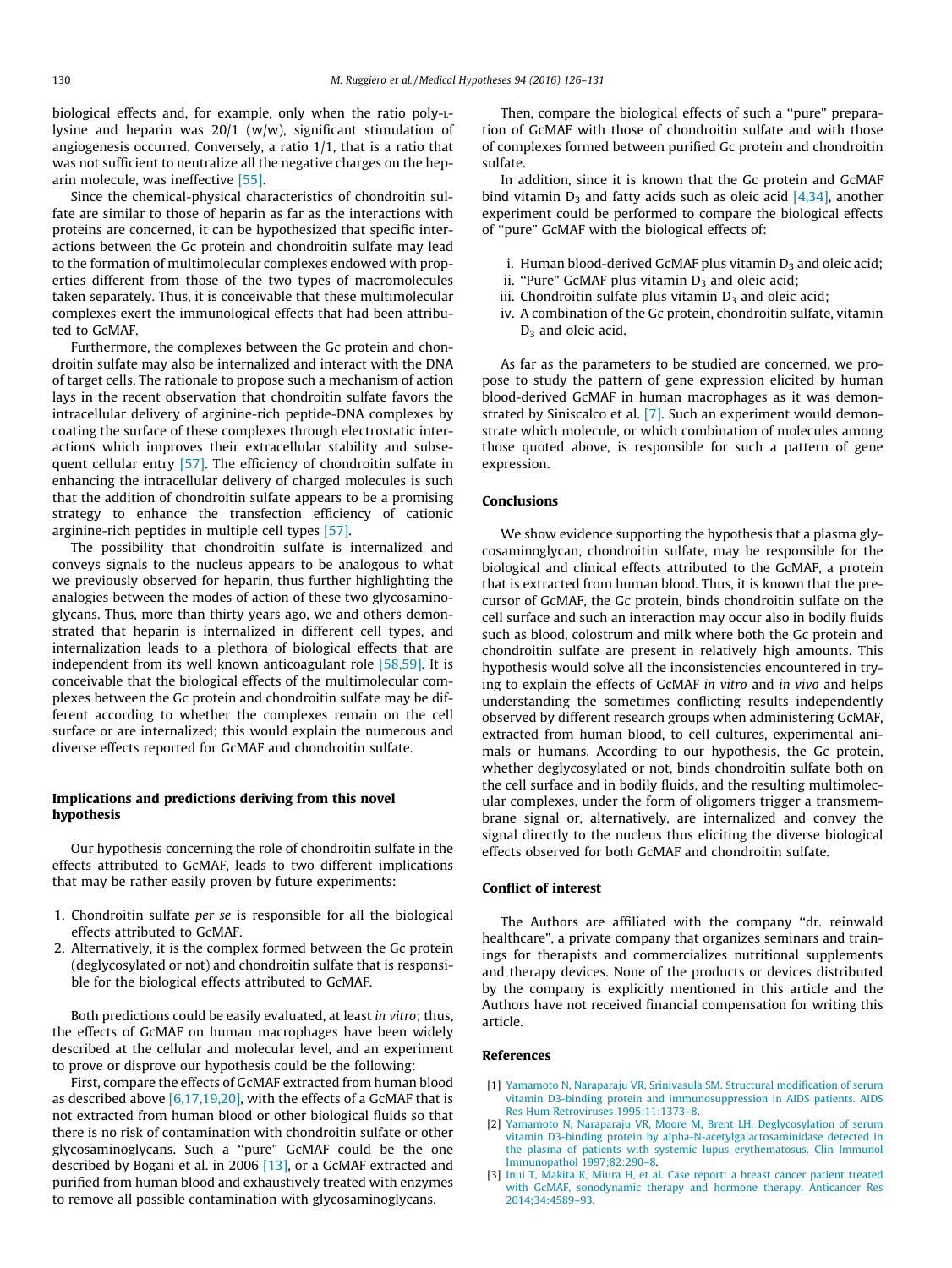biological effects and, for example, only when the ratio poly-L-lysine and heparin was 20/1 (w/w), significant stimulation of angiogenesis occurred. Conversely, a ratio 1/1, that is a ratio that was not sufficient to neutralize all the negative charges on the heparin molecule, was ineffective [55].

Since the chemical-physical characteristics of chondroitin sulfate are similar to those of heparin as far as the interactions with proteins are concerned, it can be hypothesized that specific interactions between the Gc protein and chondroitin sulfate may lead to the formation of multimolecular complexes endowed with properties different from those of the two types of macromolecules taken separately. Thus, it is conceivable that these multimolecular complexes exert the immunological effects that had been attributed to GcMAF.

Furthermore, the complexes between the Gc protein and chondroitin sulfate may also be internalized and interact with the DNA of target cells. The rationale to propose such a mechanism of action lays in the recent observation that chondroitin sulfate favors the intracellular delivery of arginine-rich peptide-DNA complexes by coating the surface of these complexes through electrostatic interactions which improves their extracellular stability and subsequent cellular entry [57]. The efficiency of chondroitin sulfate in enhancing the intracellular delivery of charged molecules is such that the addition of chondroitin sulfate appears to be a promising strategy to enhance the transfection efficiency of cationic arginine-rich peptides in multiple cell types [57].

The possibility that chondroitin sulfate is internalized and conveys signals to the nucleus appears to be analogous to what we previously observed for heparin, thus further highlighting the analogies between the modes of action of these two glycosaminoglycans. Thus, more than thirty years ago, we and others demonstrated that heparin is internalized in different cell types, and internalization leads to a plethora of biological effects that are independent from its well known anticoagulant role [58,59]. It is conceivable that the biological effects of the multimolecular complexes between the Gc protein and chondroitin sulfate may be different according to whether the complexes remain on the cell surface or are internalized; this would explain the numerous and diverse effects reported for GcMAF and chondroitin sulfate.

## Implications and predictions deriving from this novel hypothesis

Our hypothesis concerning the role of chondroitin sulfate in the effects attributed to GcMAF, leads to two different implications that may be rather easily proven by future experiments:

1. Chondroitin sulfate *per se* is responsible for all the biological effects attributed to GcMAF.
2. Alternatively, it is the complex formed between the Gc protein (deglycosylated or not) and chondroitin sulfate that is responsible for the biological effects attributed to GcMAF.

Both predictions could be easily evaluated, at least *in vitro*; thus, the effects of GcMAF on human macrophages have been widely described at the cellular and molecular level, and an experiment to prove or disprove our hypothesis could be the following:

First, compare the effects of GcMAF extracted from human blood as described above [6,17,19,20], with the effects of a GcMAF that is not extracted from human blood or other biological fluids so that there is no risk of contamination with chondroitin sulfate or other glycosaminoglycans. Such a "pure" GcMAF could be the one described by Bogani et al. in 2006 [13], or a GcMAF extracted and purified from human blood and exhaustively treated with enzymes to remove all possible contamination with glycosaminoglycans.

Then, compare the biological effects of such a "pure" preparation of GcMAF with those of chondroitin sulfate and with those of complexes formed between purified Gc protein and chondroitin sulfate.

In addition, since it is known that the Gc protein and GcMAF bind vitamin $D_3$ and fatty acids such as oleic acid [4,34], another experiment could be performed to compare the biological effects of "pure" GcMAF with the biological effects of:

i. Human blood-derived GcMAF plus vitamin $D_3$ and oleic acid;
ii. "Pure" GcMAF plus vitamin $D_3$ and oleic acid;
iii. Chondroitin sulfate plus vitamin $D_3$ and oleic acid;
iv. A combination of the Gc protein, chondroitin sulfate, vitamin $D_3$ and oleic acid.

As far as the parameters to be studied are concerned, we propose to study the pattern of gene expression elicited by human blood-derived GcMAF in human macrophages as it was demonstrated by Siniscalco et al. [7]. Such an experiment would demonstrate which molecule, or which combination of molecules among those quoted above, is responsible for such a pattern of gene expression.

## Conclusions

We show evidence supporting the hypothesis that a plasma glycosaminoglycan, chondroitin sulfate, may be responsible for the biological and clinical effects attributed to the GcMAF, a protein that is extracted from human blood. Thus, it is known that the precursor of GcMAF, the Gc protein, binds chondroitin sulfate on the cell surface and such an interaction may occur also in bodily fluids such as blood, colostrum and milk where both the Gc protein and chondroitin sulfate are present in relatively high amounts. This hypothesis would solve all the inconsistencies encountered in trying to explain the effects of GcMAF *in vitro* and *in vivo* and helps understanding the sometimes conflicting results independently observed by different research groups when administering GcMAF, extracted from human blood, to cell cultures, experimental animals or humans. According to our hypothesis, the Gc protein, whether deglycosylated or not, binds chondroitin sulfate both on the cell surface and in bodily fluids, and the resulting multimolecular complexes, under the form of oligomers trigger a transmembrane signal or, alternatively, are internalized and convey the signal directly to the nucleus thus eliciting the diverse biological effects observed for both GcMAF and chondroitin sulfate.

## Conflict of interest

The Authors are affiliated with the company "dr. reinwald healthcare", a private company that organizes seminars and trainings for therapists and commercializes nutritional supplements and therapy devices. None of the products or devices distributed by the company is explicitly mentioned in this article and the Authors have not received financial compensation for writing this article.

## References

[1] Yamamoto N, Naraparaju VR, Srinivasula SM. Structural modification of serum vitamin D3-binding protein and immunosuppression in AIDS patients. AIDS Res Hum Retroviruses 1995;11:1373–8.

[2] Yamamoto N, Naraparaju VR, Moore M, Brent LH. Deglycosylation of serum vitamin D3-binding protein by alpha-N-acetylgalactosaminidase detected in the plasma of patients with systemic lupus erythematosus. Clin Immunol Immunopathol 1997;82:290–8.

[3] Inui T, Makita K, Miura H, et al. Case report: a breast cancer patient treated with GcMAF, sonodynamic therapy and hormone therapy. Anticancer Res 2014;34:4589–93.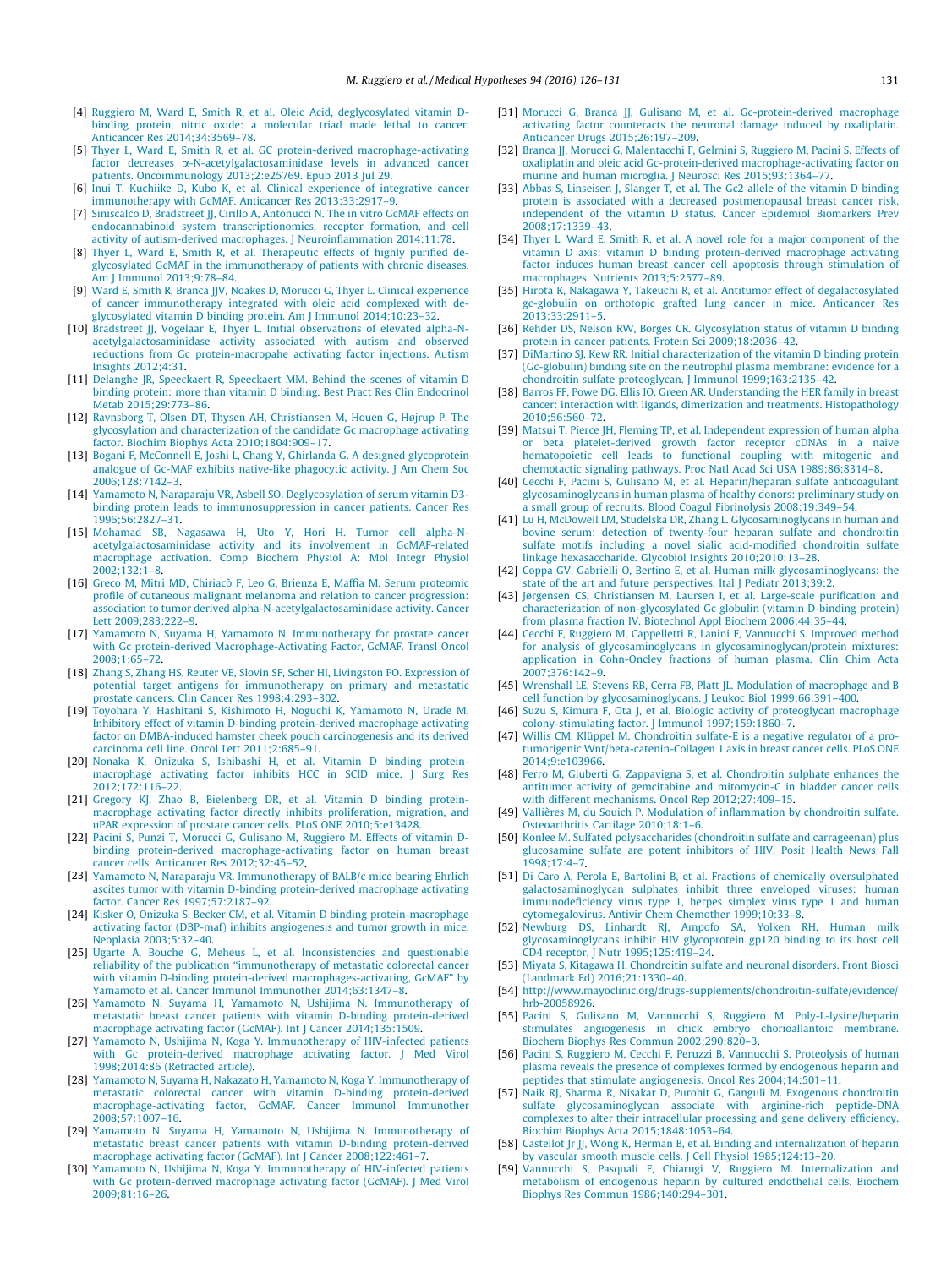[4] Ruggiero M, Ward E, Smith R, et al. Oleic Acid, deglycosylated vitamin D-binding protein, nitric oxide: a molecular triad made lethal to cancer. Anticancer Res 2014;34:3569–78.

[5] Thyer L, Ward E, Smith R, et al. GC protein-derived macrophage-activating factor decreases α-N-acetylgalactosaminidase levels in advanced cancer patients. Oncoimmunology 2013;2:e25769. Epub 2013 Jul 29.

[6] Inui T, Kuchiike D, Kubo K, et al. Clinical experience of integrative cancer immunotherapy with GcMAF. Anticancer Res 2013;33:2917–9.

[7] Siniscalco D, Bradstreet JJ, Cirillo A, Antonucci N. The in vitro GcMAF effects on endocannabinoid system transcriptionomics, receptor formation, and cell activity of autism-derived macrophages. J Neuroinflammation 2014;11:78.

[8] Thyer L, Ward E, Smith R, et al. Therapeutic effects of highly purified de-glycosylated GcMAF in the immunotherapy of patients with chronic diseases. Am J Immunol 2013;9:78–84.

[9] Ward E, Smith R, Branca JJV, Noakes D, Morucci G, Thyer L. Clinical experience of cancer immunotherapy integrated with oleic acid complexed with de-glycosylated vitamin D binding protein. Am J Immunol 2014;10:23–32.

[10] Bradstreet JJ, Vogelaar E, Thyer L. Initial observations of elevated alpha-N-acetylgalactosaminidase activity associated with autism and observed reductions from Gc protein-macropahe activating factor injections. Autism Insights 2012;4:31.

[11] Delanghe JR, Speeckaert R, Speeckaert MM. Behind the scenes of vitamin D binding protein: more than vitamin D binding. Best Pract Res Clin Endocrinol Metab 2015;29:773–86.

[12] Ravnsborg T, Olsen DT, Thysen AH, Christiansen M, Houen G, Højrup P. The glycosylation and characterization of the candidate Gc macrophage activating factor. Biochim Biophys Acta 2010;1804:909–17.

[13] Bogani F, McConnell E, Joshi L, Chang Y, Ghirlanda G. A designed glycoprotein analogue of Gc-MAF exhibits native-like phagocytic activity. J Am Chem Soc 2006;128:7142–3.

[14] Yamamoto N, Naraparaju VR, Asbell SO. Deglycosylation of serum vitamin D3-binding protein leads to immunosuppression in cancer patients. Cancer Res 1996;56:2827–31.

[15] Mohamad SB, Nagasawa H, Uto Y, Hori H. Tumor cell alpha-N-acetylgalactosaminidase activity and its involvement in GcMAF-related macrophage activation. Comp Biochem Physiol A: Mol Integr Physiol 2002;132:1–8.

[16] Greco M, Mitri MD, Chiriacò F, Leo G, Brienza E, Maffia M. Serum proteomic profile of cutaneous malignant melanoma and relation to cancer progression: association to tumor derived alpha-N-acetylgalactosaminidase activity. Cancer Lett 2009;283:222–9.

[17] Yamamoto N, Suyama H, Yamamoto N. Immunotherapy for prostate cancer with Gc protein-derived Macrophage-Activating Factor, GcMAF. Transl Oncol 2008;1:65–72.

[18] Zhang S, Zhang HS, Reuter VE, Slovin SF, Scher HI, Livingston PO. Expression of potential target antigens for immunotherapy on primary and metastatic prostate cancers. Clin Cancer Res 1998;4:293–302.

[19] Toyohara Y, Hashitani S, Kishimoto H, Noguchi K, Yamamoto N, Urade M. Inhibitory effect of vitamin D-binding protein-derived macrophage activating factor on DMBA-induced hamster cheek pouch carcinogenesis and its derived carcinoma cell line. Oncol Lett 2011;2:685–91.

[20] Nonaka K, Onizuka S, Ishibashi H, et al. Vitamin D binding protein-macrophage activating factor inhibits HCC in SCID mice. J Surg Res 2012;172:116–22.

[21] Gregory KJ, Zhao B, Bielenberg DR, et al. Vitamin D binding protein-macrophage activating factor directly inhibits proliferation, migration, and uPAR expression of prostate cancer cells. PLoS ONE 2010;5:e13428.

[22] Pacini S, Punzi T, Morucci G, Gulisano M, Ruggiero M. Effects of vitamin D-binding protein-derived macrophage-activating factor on human breast cancer cells. Anticancer Res 2012;32:45–52.

[23] Yamamoto N, Naraparaju VR. Immunotherapy of BALB/c mice bearing Ehrlich ascites tumor with vitamin D-binding protein-derived macrophage activating factor. Cancer Res 1997;57:2187–92.

[24] Kisker O, Onizuka S, Becker CM, et al. Vitamin D binding protein-macrophage activating factor (DBP-maf) inhibits angiogenesis and tumor growth in mice. Neoplasia 2003;5:32–40.

[25] Ugarte A, Bouche G, Meheus L, et al. Inconsistencies and questionable reliability of the publication "immunotherapy of metastatic colorectal cancer with vitamin D-binding protein-derived macrophages-activating, GcMAF" by Yamamoto et al. Cancer Immunol Immunother 2014;63:1347–8.

[26] Yamamoto N, Suyama H, Yamamoto N, Ushijima N. Immunotherapy of metastatic breast cancer patients with vitamin D-binding protein-derived macrophage activating factor (GcMAF). Int J Cancer 2014;135:1509.

[27] Yamamoto N, Ushijima N, Koga Y. Immunotherapy of HIV-infected patients with Gc protein-derived macrophage activating factor. J Med Virol 1998;2014:86 (Retracted article).

[28] Yamamoto N, Suyama H, Nakazato H, Yamamoto N, Koga Y. Immunotherapy of metastatic colorectal cancer with vitamin D-binding protein-derived macrophage-activating factor, GcMAF. Cancer Immunol Immunother 2008;57:1007–16.

[29] Yamamoto N, Suyama H, Yamamoto N, Ushijima N. Immunotherapy of metastatic breast cancer patients with vitamin D-binding protein-derived macrophage activating factor (GcMAF). Int J Cancer 2008;122:461–7.

[30] Yamamoto N, Ushijima N, Koga Y. Immunotherapy of HIV-infected patients with Gc protein-derived macrophage activating factor (GcMAF). J Med Virol 2009;81:16–26.

[31] Morucci G, Branca JJ, Gulisano M, et al. Gc-protein-derived macrophage activating factor counteracts the neuronal damage induced by oxaliplatin. Anticancer Drugs 2015;26:197–209.

[32] Branca JJ, Morucci G, Malentacchi F, Gelmini S, Ruggiero M, Pacini S. Effects of oxaliplatin and oleic acid Gc-protein-derived macrophage-activating factor on murine and human microglia. J Neurosci Res 2015;93:1364–77.

[33] Abbas S, Linseisen J, Slanger T, et al. The Gc2 allele of the vitamin D binding protein is associated with a decreased postmenopausal breast cancer risk, independent of the vitamin D status. Cancer Epidemiol Biomarkers Prev 2008;17:1339–43.

[34] Thyer L, Ward E, Smith R, et al. A novel role for a major component of the vitamin D axis: vitamin D binding protein-derived macrophage activating factor induces human breast cancer cell apoptosis through stimulation of macrophages. Nutrients 2013;5:2577–89.

[35] Hirota K, Nakagawa Y, Takeuchi R, et al. Antitumor effect of degalactosylated gc-globulin on orthotopic grafted lung cancer in mice. Anticancer Res 2013;33:2911–5.

[36] Rehder DS, Nelson RW, Borges CR. Glycosylation status of vitamin D binding protein in cancer patients. Protein Sci 2009;18:2036–42.

[37] DiMartino SJ, Kew RR. Initial characterization of the vitamin D binding protein (Gc-globulin) binding site on the neutrophil plasma membrane: evidence for a chondroitin sulfate proteoglycan. J Immunol 1999;163:2135–42.

[38] Barros FF, Powe DG, Ellis IO, Green AR. Understanding the HER family in breast cancer: interaction with ligands, dimerization and treatments. Histopathology 2010;56:560–72.

[39] Matsui T, Pierce JH, Fleming TP, et al. Independent expression of human alpha or beta platelet-derived growth factor receptor cDNAs in a naive hematopoietic cell leads to functional coupling with mitogenic and chemotactic signaling pathways. Proc Natl Acad Sci USA 1989;86:8314–8.

[40] Cecchi F, Pacini S, Gulisano M, et al. Heparin/heparan sulfate anticoagulant glycosaminoglycans in human plasma of healthy donors: preliminary study on a small group of recruits. Blood Coagul Fibrinolysis 2008;19:349–54.

[41] Lu H, McDowell LM, Studelska DR, Zhang L. Glycosaminoglycans in human and bovine serum: detection of twenty-four heparan sulfate and chondroitin sulfate motifs including a novel sialic acid-modified chondroitin sulfate linkage hexasaccharide. Glycobiol Insights 2010;2010:13–28.

[42] Coppa GV, Gabrielli O, Bertino E, et al. Human milk glycosaminoglycans: the state of the art and future perspectives. Ital J Pediatr 2013;39:2.

[43] Jørgensen CS, Christiansen M, Laursen I, et al. Large-scale purification and characterization of non-glycosylated Gc globulin (vitamin D-binding protein) from plasma fraction IV. Biotechnol Appl Biochem 2006;44:35–44.

[44] Cecchi F, Ruggiero M, Cappelletti R, Lanini F, Vannucchi S. Improved method for analysis of glycosaminoglycans in glycosaminoglycan/protein mixtures: application in Cohn-Oncley fractions of human plasma. Clin Chim Acta 2007;376:142–9.

[45] Wrenshall LE, Stevens RB, Cerra FB, Platt JL. Modulation of macrophage and B cell function by glycosaminoglycans. J Leukoc Biol 1999;66:391–400.

[46] Suzu S, Kimura F, Ota J, et al. Biologic activity of proteoglycan macrophage colony-stimulating factor. J Immunol 1997;159:1860–7.

[47] Willis CM, Klüppel M. Chondroitin sulfate-E is a negative regulator of a pro-tumorigenic Wnt/beta-catenin-Collagen 1 axis in breast cancer cells. PLoS ONE 2014;9:e103966.

[48] Ferro M, Giuberti G, Zappavigna S, et al. Chondroitin sulphate enhances the antitumor activity of gemcitabine and mitomycin-C in bladder cancer cells with different mechanisms. Oncol Rep 2012;27:409–15.

[49] Vallières M, du Souich P. Modulation of inflammation by chondroitin sulfate. Osteoarthritis Cartilage 2010;18:1–6.

[50] Konlee M. Sulfated polysaccharides (chondroitin sulfate and carrageenan) plus glucosamine sulfate are potent inhibitors of HIV. Posit Health News Fall 1998;17:4–7.

[51] Di Caro A, Perola E, Bartolini B, et al. Fractions of chemically oversulphated galactosaminoglycan sulphates inhibit three enveloped viruses: human immunodeficiency virus type 1, herpes simplex virus type 1 and human cytomegalovirus. Antivir Chem Chemother 1999;10:33–8.

[52] Newburg DS, Linhardt RJ, Ampofo SA, Yolken RH. Human milk glycosaminoglycans inhibit HIV glycoprotein gp120 binding to its host cell CD4 receptor. J Nutr 1995;125:419–24.

[53] Miyata S, Kitagawa H. Chondroitin sulfate and neuronal disorders. Front Biosci (Landmark Ed) 2016;21:1330–40.

[54] http://www.mayoclinic.org/drugs-supplements/chondroitin-sulfate/evidence/hrb-20058926.

[55] Pacini S, Gulisano M, Vannucchi S, Ruggiero M. Poly-L-lysine/heparin stimulates angiogenesis in chick embryo chorioallantoic membrane. Biochem Biophys Res Commun 2002;290:820–3.

[56] Pacini S, Ruggiero M, Cecchi F, Peruzzi B, Vannucchi S. Proteolysis of human plasma reveals the presence of complexes formed by endogenous heparin and peptides that stimulate angiogenesis. Oncol Res 2004;14:501–11.

[57] Naik RJ, Sharma R, Nisakar D, Purohit G, Ganguli M. Exogenous chondroitin sulfate glycosaminoglycan associate with arginine-rich peptide-DNA complexes to alter their intracellular processing and gene delivery efficiency. Biochim Biophys Acta 2015;1848:1053–64.

[58] Castellot Jr JJ, Wong K, Herman B, et al. Binding and internalization of heparin by vascular smooth muscle cells. J Cell Physiol 1985;124:13–20.

[59] Vannucchi S, Pasquali F, Chiarugi V, Ruggiero M. Internalization and metabolism of endogenous heparin by cultured endothelial cells. Biochem Biophys Res Commun 1986;140:294–301.